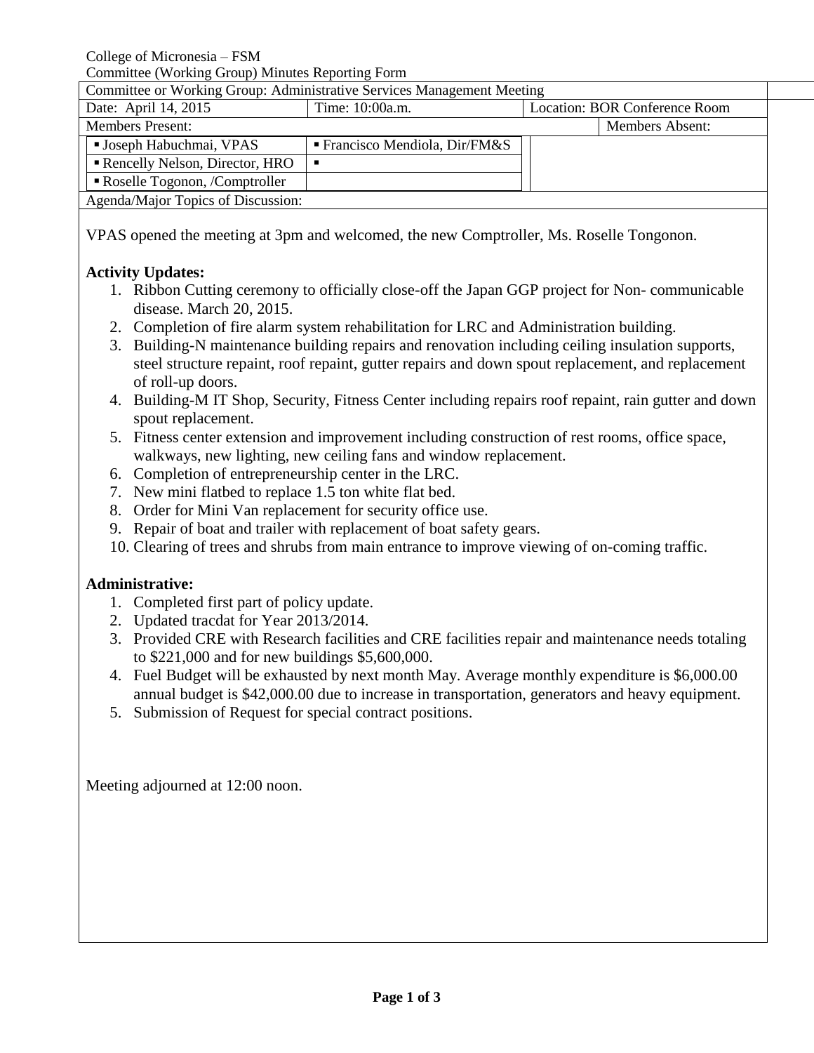College of Micronesia – FSM
Committee (Working Group) Minutes Reporting Form

| Committee or Working Group: Administrative Services Management Meeting | | | |
|---|---|---|---|
| Date: April 14, 2015 | Time: 10:00a.m. | Location: BOR Conference Room | |
| Members Present: | | | Members Absent: |
| ▪ Joseph Habuchmai, VPAS | ▪ Francisco Mendiola, Dir/FM&S | | |
| ▪ Rencelly Nelson, Director, HRO | ▪ | | |
| ▪ Roselle Togonon, /Comptroller | | | |

Agenda/Major Topics of Discussion:

VPAS opened the meeting at 3pm and welcomed, the new Comptroller, Ms. Roselle Tongonon.

**Activity Updates:**

1. Ribbon Cutting ceremony to officially close-off the Japan GGP project for Non- communicable disease. March 20, 2015.
2. Completion of fire alarm system rehabilitation for LRC and Administration building.
3. Building-N maintenance building repairs and renovation including ceiling insulation supports, steel structure repaint, roof repaint, gutter repairs and down spout replacement, and replacement of roll-up doors.
4. Building-M IT Shop, Security, Fitness Center including repairs roof repaint, rain gutter and down spout replacement.
5. Fitness center extension and improvement including construction of rest rooms, office space, walkways, new lighting, new ceiling fans and window replacement.
6. Completion of entrepreneurship center in the LRC.
7. New mini flatbed to replace 1.5 ton white flat bed.
8. Order for Mini Van replacement for security office use.
9. Repair of boat and trailer with replacement of boat safety gears.
10. Clearing of trees and shrubs from main entrance to improve viewing of on-coming traffic.

**Administrative:**

1. Completed first part of policy update.
2. Updated tracdat for Year 2013/2014.
3. Provided CRE with Research facilities and CRE facilities repair and maintenance needs totaling to $221,000 and for new buildings $5,600,000.
4. Fuel Budget will be exhausted by next month May. Average monthly expenditure is $6,000.00 annual budget is $42,000.00 due to increase in transportation, generators and heavy equipment.
5. Submission of Request for special contract positions.

Meeting adjourned at 12:00 noon.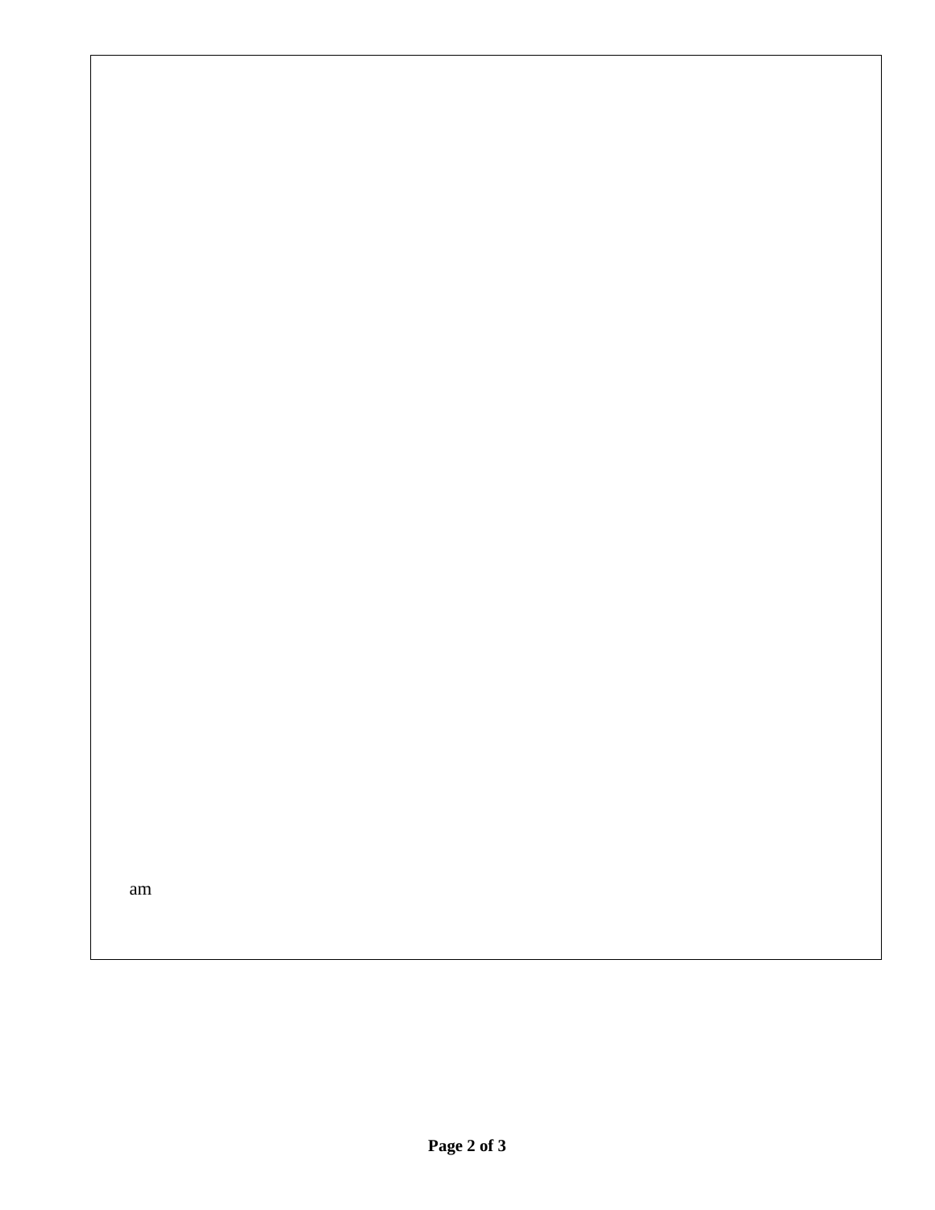am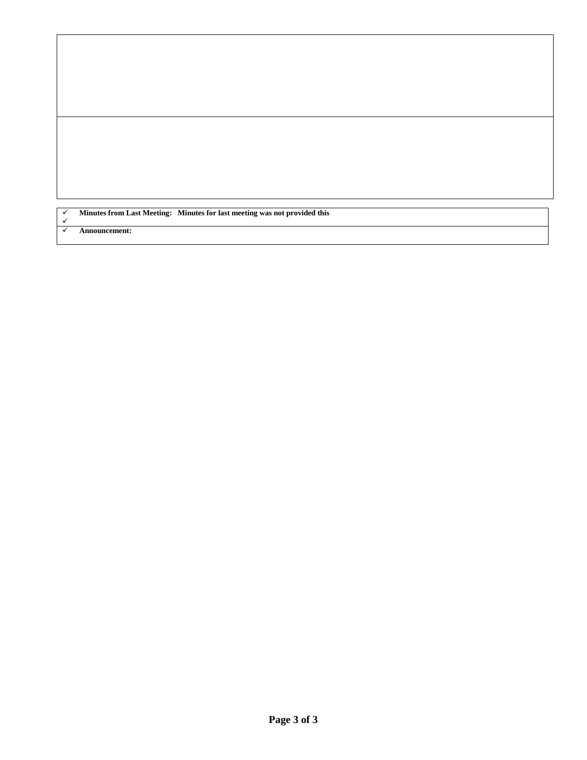| |
|---|
| |
| |

- ✓ **Minutes from Last Meeting: Minutes for last meeting was not provided this**
- ✓
- ✓ **Announcement:**